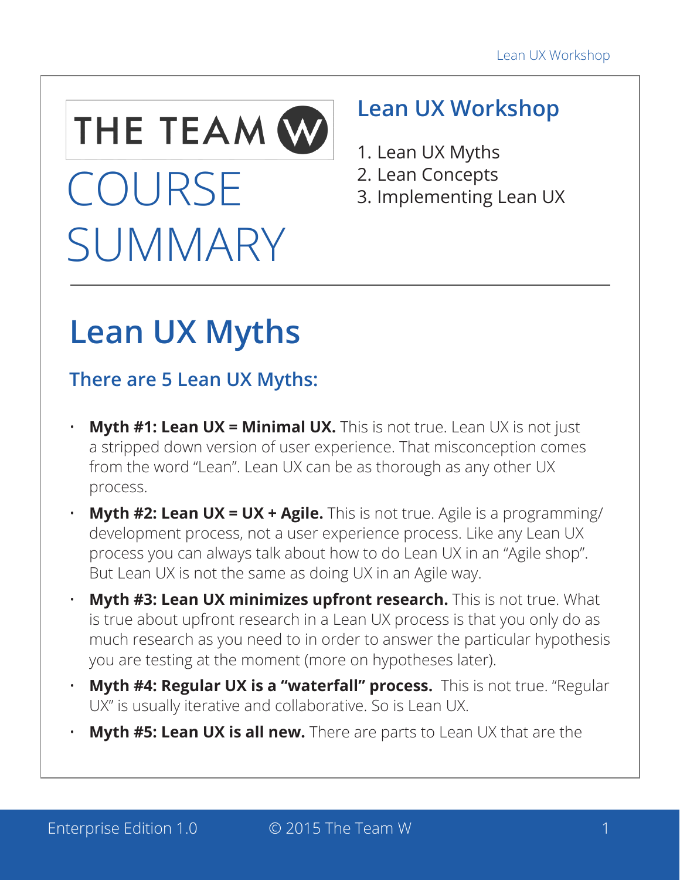THE TEAM W

# COURSE SUMMARY

## Lean UX Workshop

1. Lean UX Myths
2. Lean Concepts
3. Implementing Lean UX

# Lean UX Myths

### There are 5 Lean UX Myths:

- **Myth #1: Lean UX = Minimal UX.** This is not true. Lean UX is not just a stripped down version of user experience. That misconception comes from the word "Lean". Lean UX can be as thorough as any other UX process.
- **Myth #2: Lean UX = UX + Agile.** This is not true. Agile is a programming/development process, not a user experience process. Like any Lean UX process you can always talk about how to do Lean UX in an "Agile shop". But Lean UX is not the same as doing UX in an Agile way.
- **Myth #3: Lean UX minimizes upfront research.** This is not true. What is true about upfront research in a Lean UX process is that you only do as much research as you need to in order to answer the particular hypothesis you are testing at the moment (more on hypotheses later).
- **Myth #4: Regular UX is a "waterfall" process.** This is not true. "Regular UX" is usually iterative and collaborative. So is Lean UX.
- **Myth #5: Lean UX is all new.** There are parts to Lean UX that are the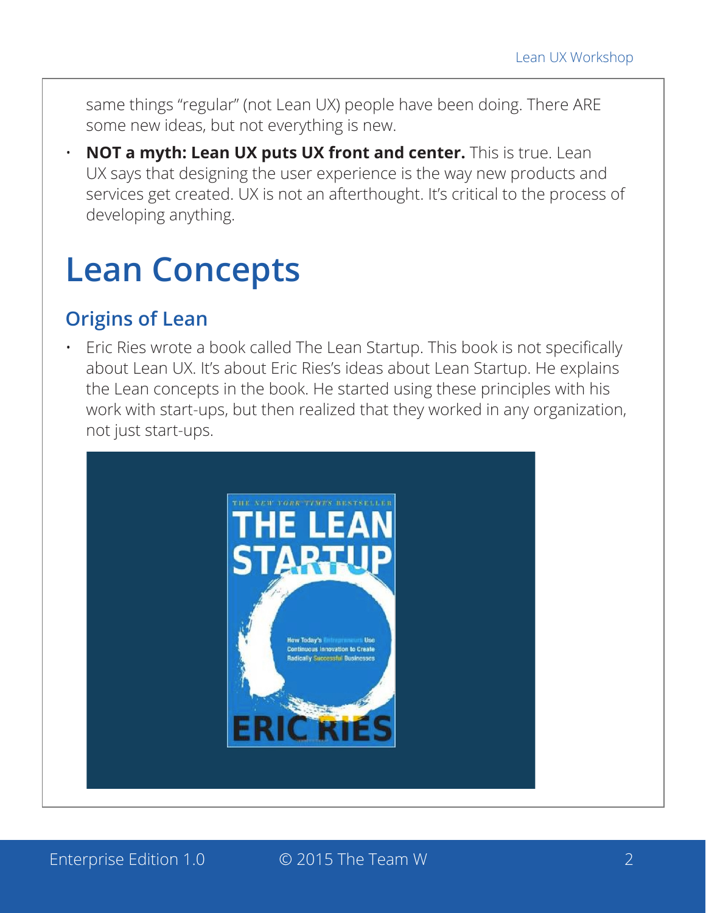same things “regular” (not Lean UX) people have been doing. There ARE some new ideas, but not everything is new.

- **NOT a myth: Lean UX puts UX front and center.** This is true. Lean UX says that designing the user experience is the way new products and services get created. UX is not an afterthought. It’s critical to the process of developing anything.

# Lean Concepts

## Origins of Lean

- Eric Ries wrote a book called The Lean Startup. This book is not specifically about Lean UX. It’s about Eric Ries’s ideas about Lean Startup. He explains the Lean concepts in the book. He started using these principles with his work with start-ups, but then realized that they worked in any organization, not just start-ups.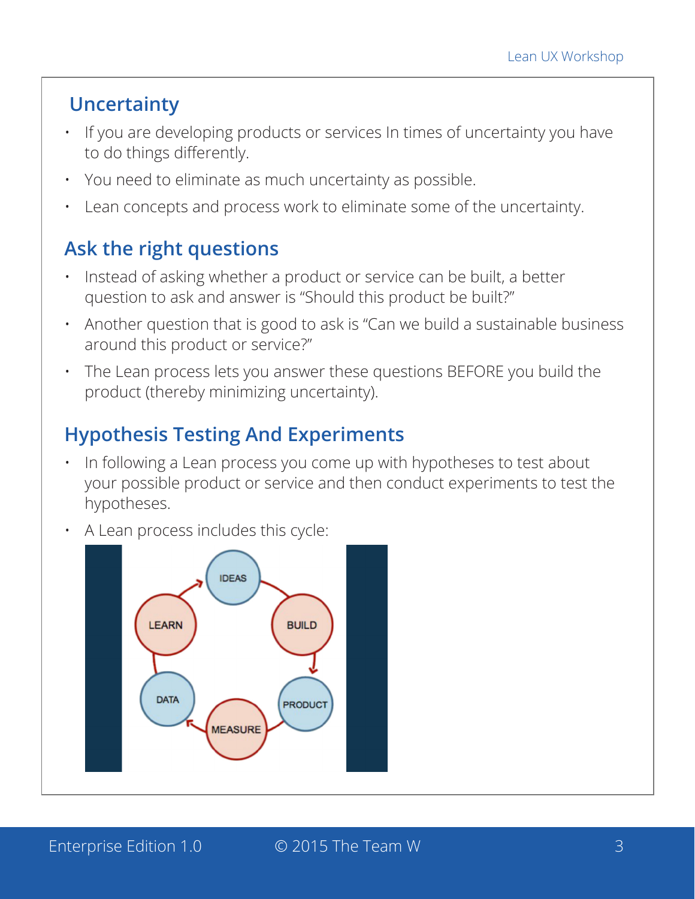## Uncertainty

- If you are developing products or services In times of uncertainty you have to do things differently.
- You need to eliminate as much uncertainty as possible.
- Lean concepts and process work to eliminate some of the uncertainty.

## Ask the right questions

- Instead of asking whether a product or service can be built, a better question to ask and answer is "Should this product be built?"
- Another question that is good to ask is "Can we build a sustainable business around this product or service?"
- The Lean process lets you answer these questions BEFORE you build the product (thereby minimizing uncertainty).

## Hypothesis Testing And Experiments

- In following a Lean process you come up with hypotheses to test about your possible product or service and then conduct experiments to test the hypotheses.
- A Lean process includes this cycle: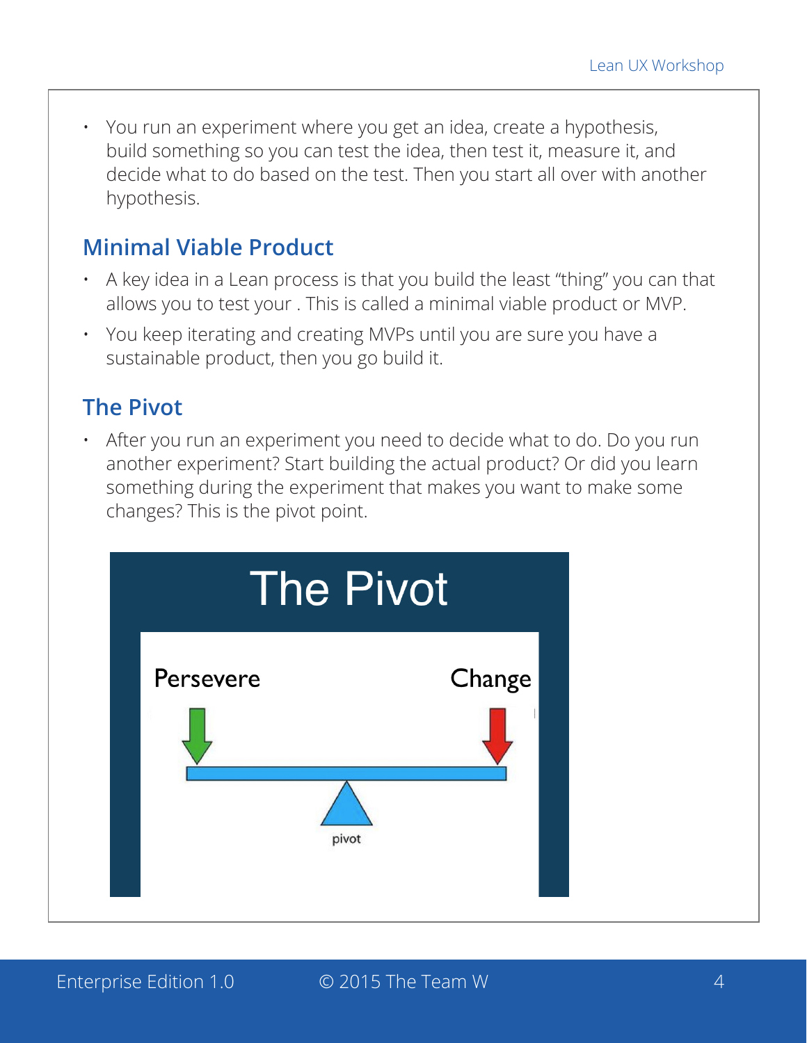- You run an experiment where you get an idea, create a hypothesis, build something so you can test the idea, then test it, measure it, and decide what to do based on the test. Then you start all over with another hypothesis.

## Minimal Viable Product

- A key idea in a Lean process is that you build the least "thing" you can that allows you to test your . This is called a minimal viable product or MVP.
- You keep iterating and creating MVPs until you are sure you have a sustainable product, then you go build it.

## The Pivot

- After you run an experiment you need to decide what to do. Do you run another experiment? Start building the actual product? Or did you learn something during the experiment that makes you want to make some changes? This is the pivot point.

The Pivot

Persevere

Change

pivot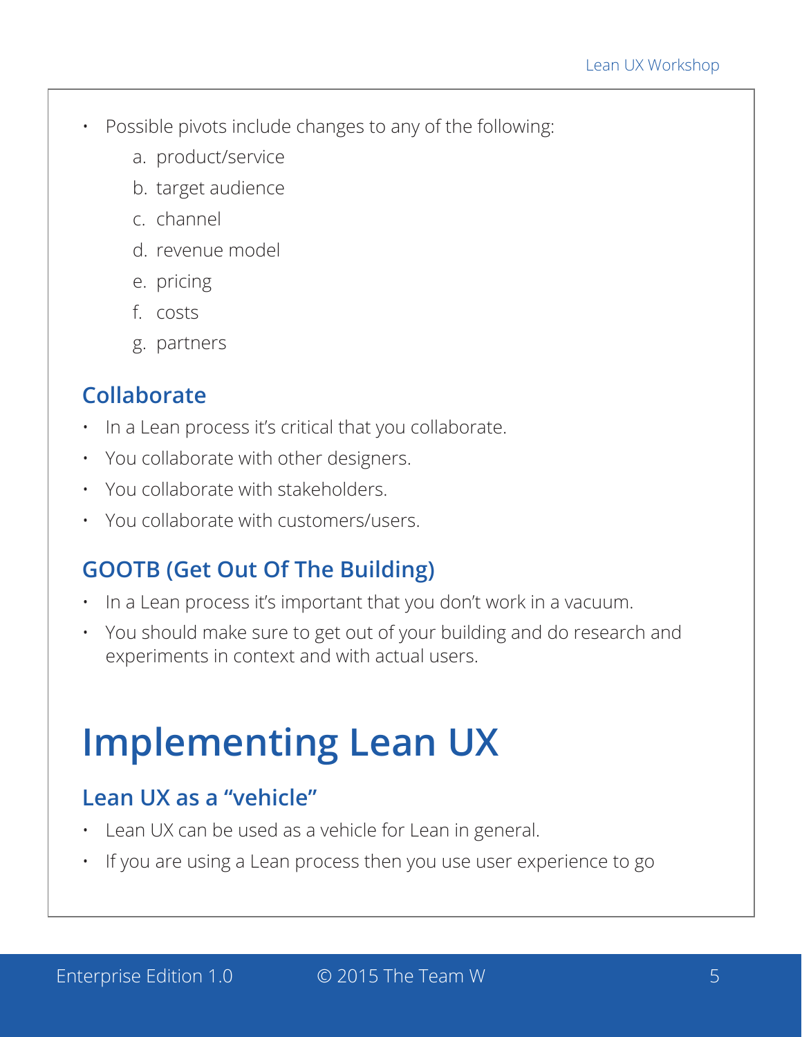- Possible pivots include changes to any of the following:
    a. product/service
    b. target audience
    c. channel
    d. revenue model
    e. pricing
    f. costs
    g. partners

## Collaborate

- In a Lean process it's critical that you collaborate.
- You collaborate with other designers.
- You collaborate with stakeholders.
- You collaborate with customers/users.

## GOOTB (Get Out Of The Building)

- In a Lean process it's important that you don't work in a vacuum.
- You should make sure to get out of your building and do research and experiments in context and with actual users.

# Implementing Lean UX

## Lean UX as a "vehicle"

- Lean UX can be used as a vehicle for Lean in general.
- If you are using a Lean process then you use user experience to go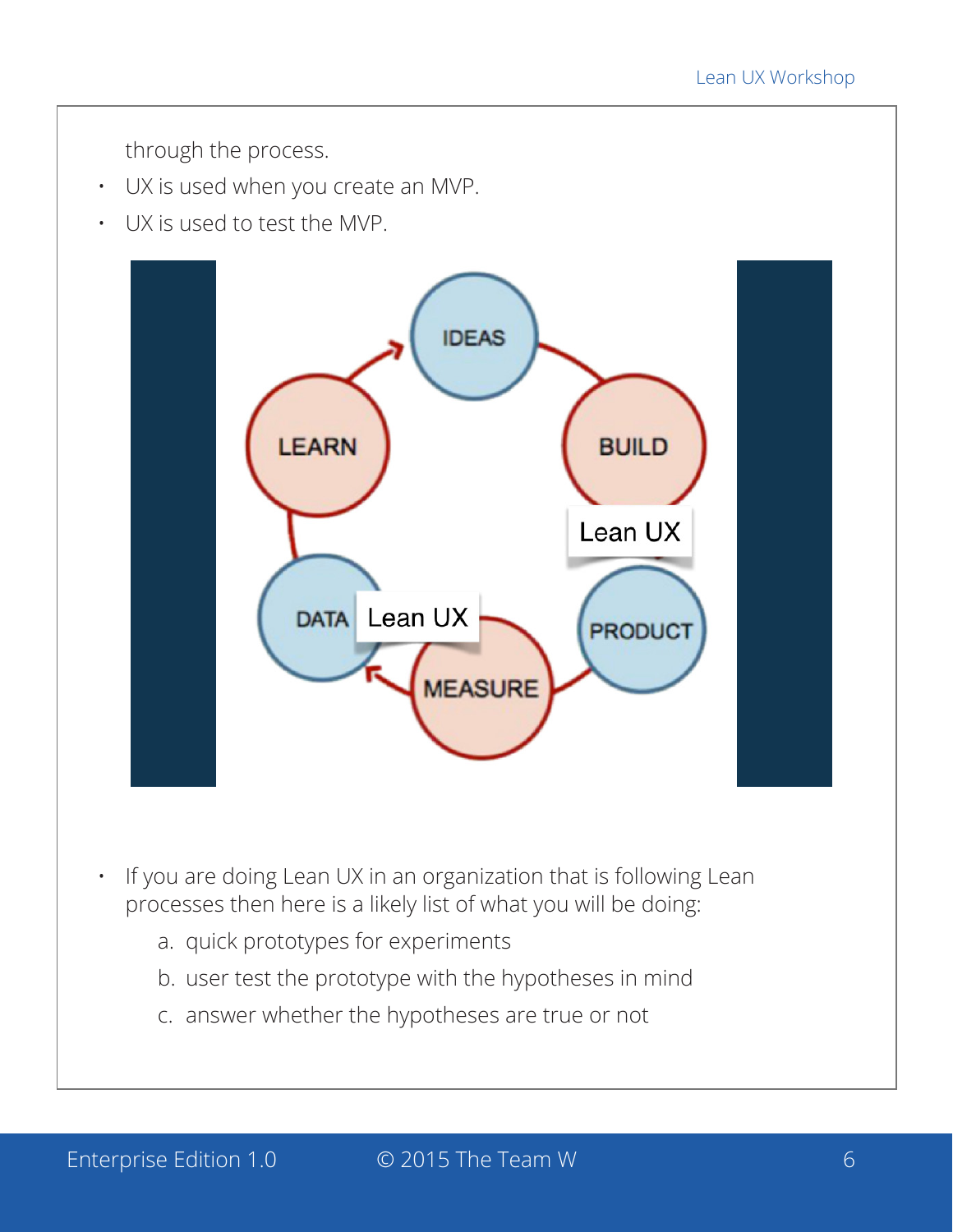through the process.

- UX is used when you create an MVP.
- UX is used to test the MVP.

- If you are doing Lean UX in an organization that is following Lean processes then here is a likely list of what you will be doing:
    a. quick prototypes for experiments
    b. user test the prototype with the hypotheses in mind
    c. answer whether the hypotheses are true or not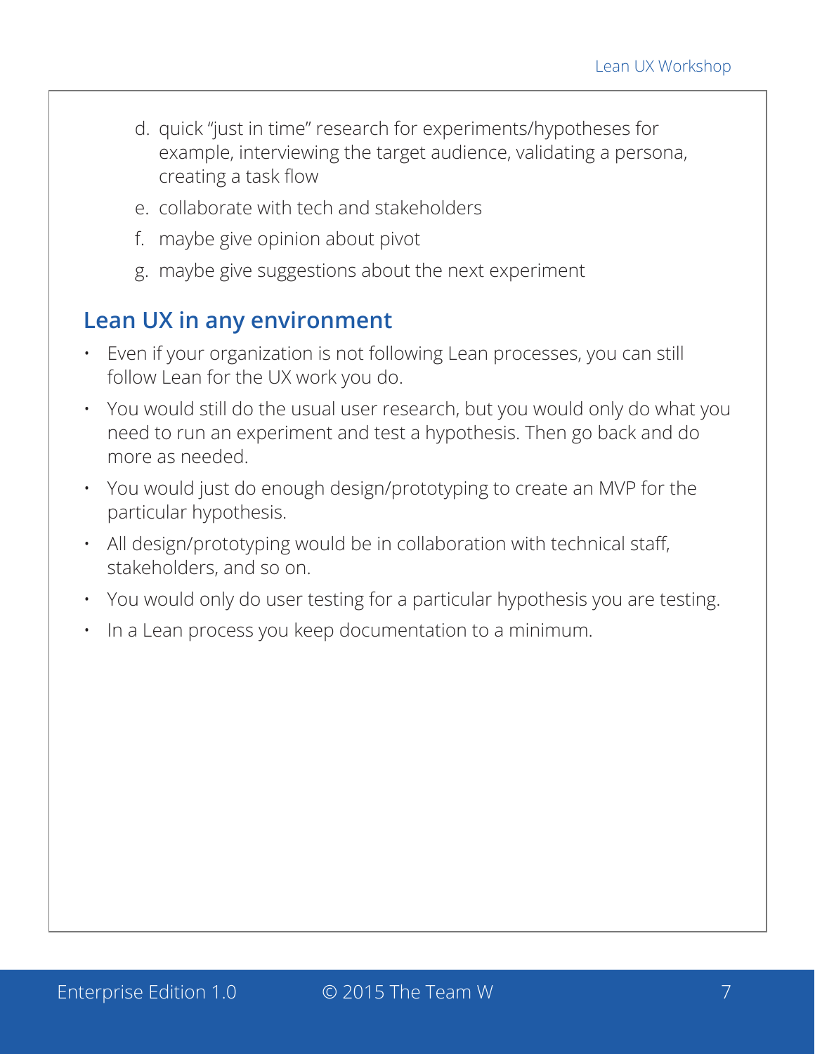d. quick "just in time" research for experiments/hypotheses for example, interviewing the target audience, validating a persona, creating a task flow
e. collaborate with tech and stakeholders
f. maybe give opinion about pivot
g. maybe give suggestions about the next experiment

## Lean UX in any environment

- Even if your organization is not following Lean processes, you can still follow Lean for the UX work you do.
- You would still do the usual user research, but you would only do what you need to run an experiment and test a hypothesis. Then go back and do more as needed.
- You would just do enough design/prototyping to create an MVP for the particular hypothesis.
- All design/prototyping would be in collaboration with technical staff, stakeholders, and so on.
- You would only do user testing for a particular hypothesis you are testing.
- In a Lean process you keep documentation to a minimum.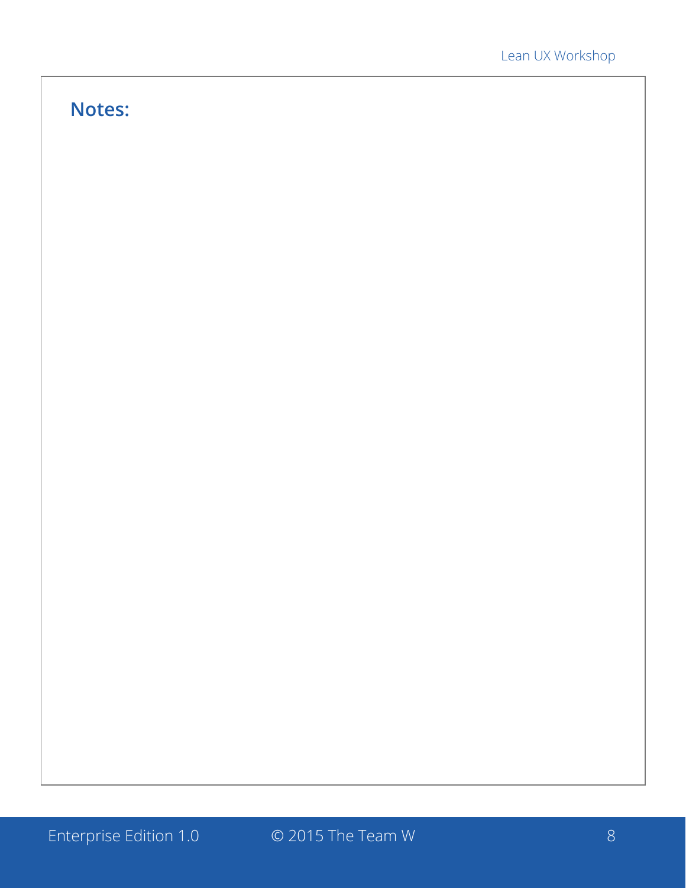**Notes:**